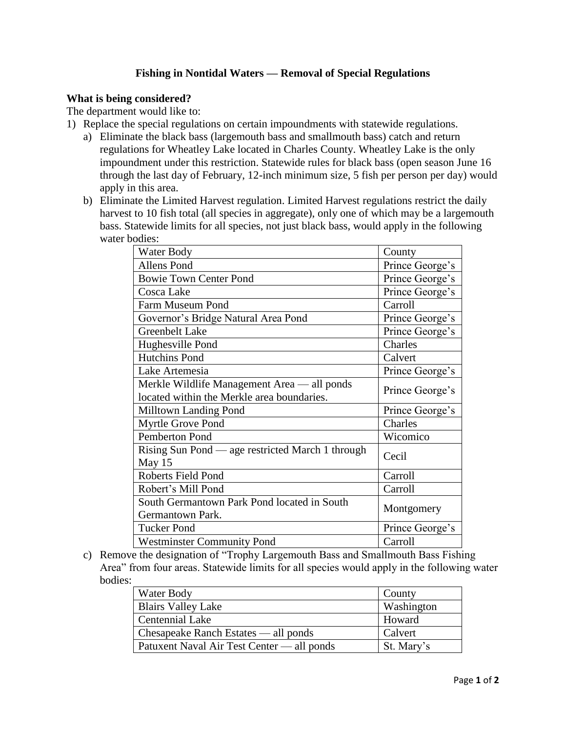# Fishing in Nontidal Waters — Removal of Special Regulations

## What is being considered?

The department would like to:

1) Replace the special regulations on certain impoundments with statewide regulations.
   a) Eliminate the black bass (largemouth bass and smallmouth bass) catch and return regulations for Wheatley Lake located in Charles County. Wheatley Lake is the only impoundment under this restriction. Statewide rules for black bass (open season June 16 through the last day of February, 12-inch minimum size, 5 fish per person per day) would apply in this area.
   b) Eliminate the Limited Harvest regulation. Limited Harvest regulations restrict the daily harvest to 10 fish total (all species in aggregate), only one of which may be a largemouth bass. Statewide limits for all species, not just black bass, would apply in the following water bodies:

| Water Body | County |
|---|---|
| Allens Pond | Prince George's |
| Bowie Town Center Pond | Prince George's |
| Cosca Lake | Prince George's |
| Farm Museum Pond | Carroll |
| Governor's Bridge Natural Area Pond | Prince George's |
| Greenbelt Lake | Prince George's |
| Hughesville Pond | Charles |
| Hutchins Pond | Calvert |
| Lake Artemesia | Prince George's |
| Merkle Wildlife Management Area — all ponds located within the Merkle area boundaries. | Prince George's |
| Milltown Landing Pond | Prince George's |
| Myrtle Grove Pond | Charles |
| Pemberton Pond | Wicomico |
| Rising Sun Pond — age restricted March 1 through May 15 | Cecil |
| Roberts Field Pond | Carroll |
| Robert's Mill Pond | Carroll |
| South Germantown Park Pond located in South Germantown Park. | Montgomery |
| Tucker Pond | Prince George's |
| Westminster Community Pond | Carroll |

   c) Remove the designation of "Trophy Largemouth Bass and Smallmouth Bass Fishing Area" from four areas. Statewide limits for all species would apply in the following water bodies:

| Water Body | County |
|---|---|
| Blairs Valley Lake | Washington |
| Centennial Lake | Howard |
| Chesapeake Ranch Estates — all ponds | Calvert |
| Patuxent Naval Air Test Center — all ponds | St. Mary's |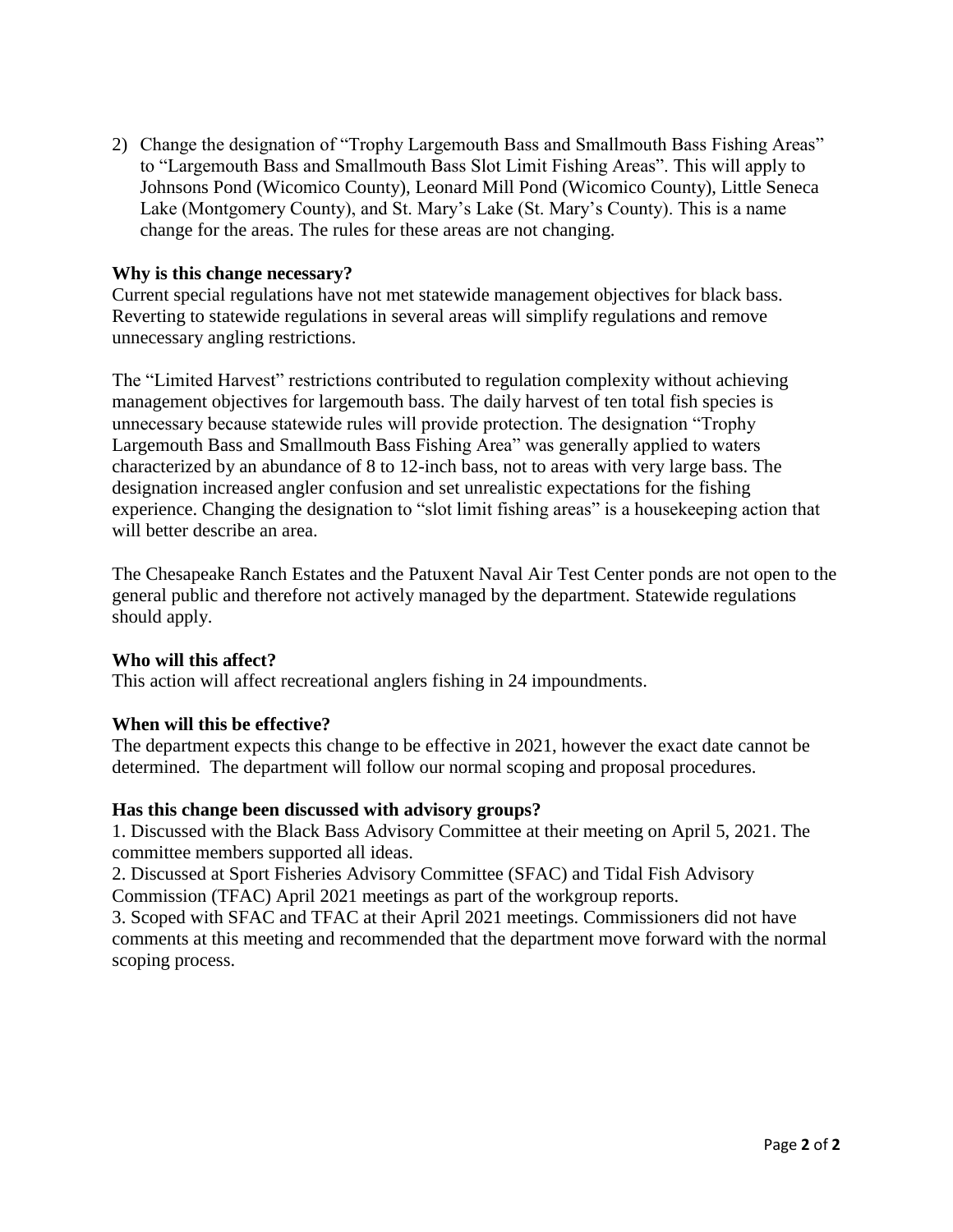2) Change the designation of "Trophy Largemouth Bass and Smallmouth Bass Fishing Areas" to "Largemouth Bass and Smallmouth Bass Slot Limit Fishing Areas". This will apply to Johnsons Pond (Wicomico County), Leonard Mill Pond (Wicomico County), Little Seneca Lake (Montgomery County), and St. Mary's Lake (St. Mary's County). This is a name change for the areas. The rules for these areas are not changing.

**Why is this change necessary?**

Current special regulations have not met statewide management objectives for black bass. Reverting to statewide regulations in several areas will simplify regulations and remove unnecessary angling restrictions.

The "Limited Harvest" restrictions contributed to regulation complexity without achieving management objectives for largemouth bass. The daily harvest of ten total fish species is unnecessary because statewide rules will provide protection. The designation "Trophy Largemouth Bass and Smallmouth Bass Fishing Area" was generally applied to waters characterized by an abundance of 8 to 12-inch bass, not to areas with very large bass. The designation increased angler confusion and set unrealistic expectations for the fishing experience. Changing the designation to "slot limit fishing areas" is a housekeeping action that will better describe an area.

The Chesapeake Ranch Estates and the Patuxent Naval Air Test Center ponds are not open to the general public and therefore not actively managed by the department. Statewide regulations should apply.

**Who will this affect?**

This action will affect recreational anglers fishing in 24 impoundments.

**When will this be effective?**

The department expects this change to be effective in 2021, however the exact date cannot be determined. The department will follow our normal scoping and proposal procedures.

**Has this change been discussed with advisory groups?**

1. Discussed with the Black Bass Advisory Committee at their meeting on April 5, 2021. The committee members supported all ideas.
2. Discussed at Sport Fisheries Advisory Committee (SFAC) and Tidal Fish Advisory Commission (TFAC) April 2021 meetings as part of the workgroup reports.
3. Scoped with SFAC and TFAC at their April 2021 meetings. Commissioners did not have comments at this meeting and recommended that the department move forward with the normal scoping process.